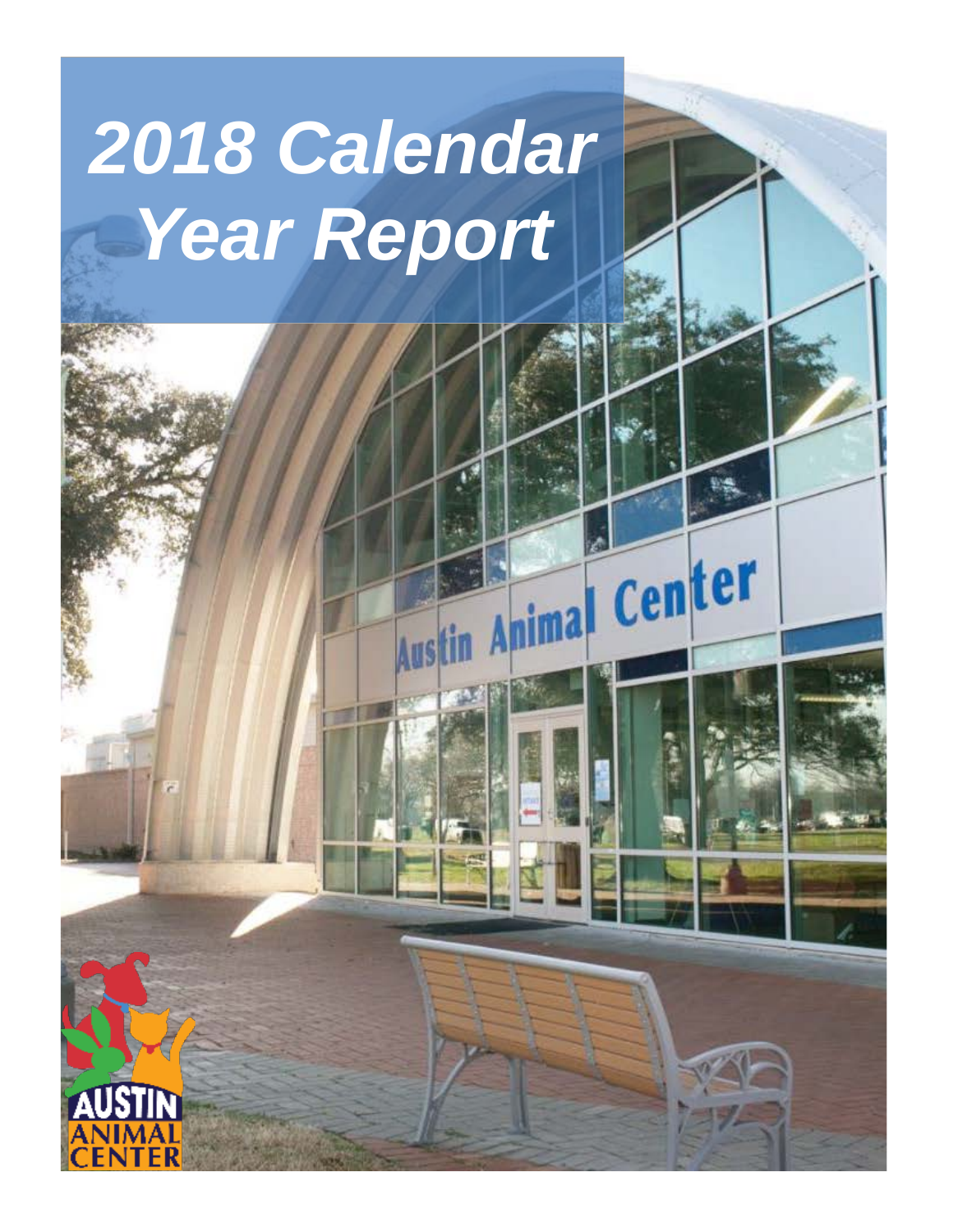# 2018 Calendar Year Report

Austin Animal Center

AUSTIN ANIMAL CENTER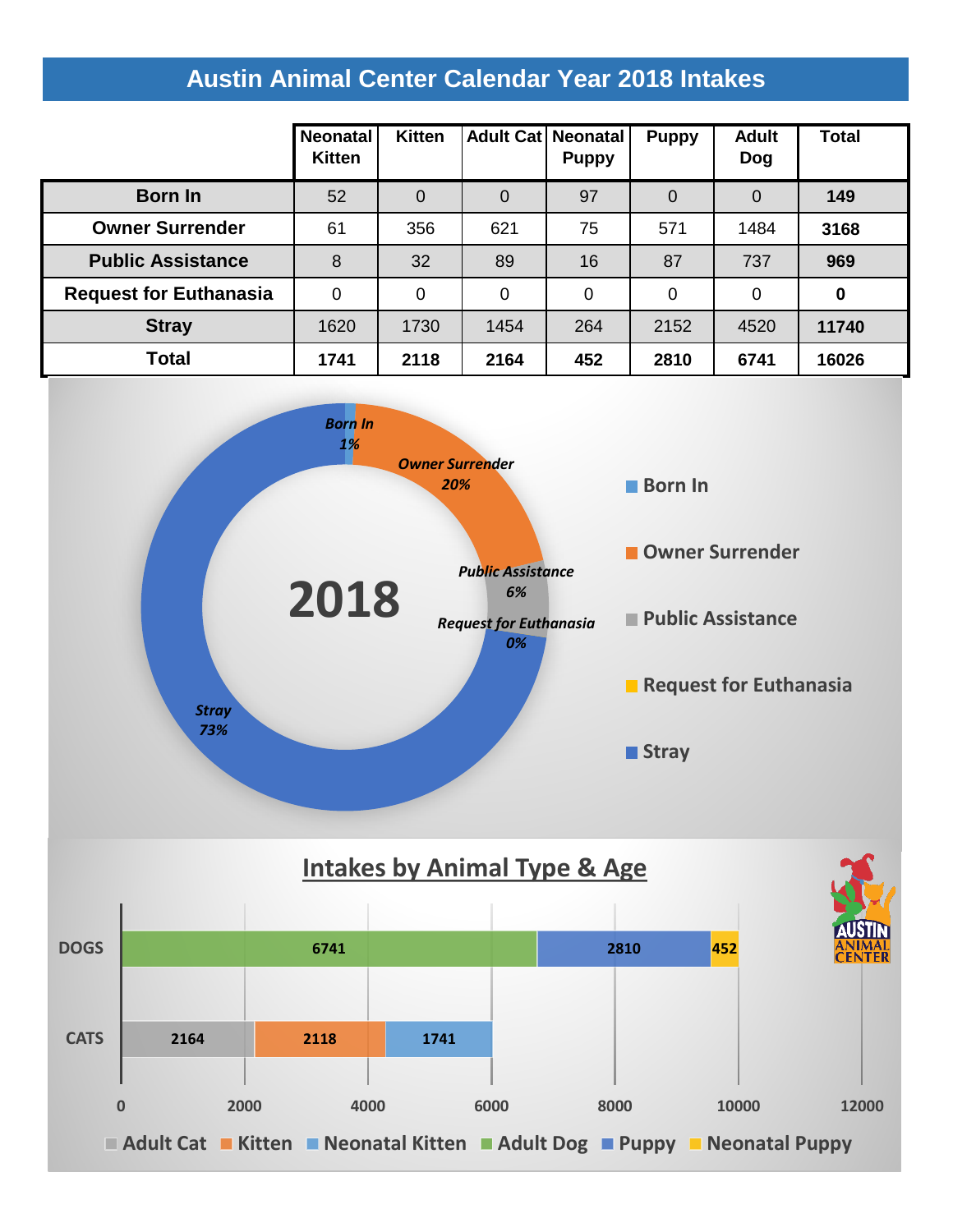# Austin Animal Center Calendar Year 2018 Intakes

| | Neonatal Kitten | Kitten | Adult Cat | Neonatal Puppy | Puppy | Adult Dog | Total |
|---|---|---|---|---|---|---|---|
| **Born In** | 52 | 0 | 0 | 97 | 0 | 0 | **149** |
| **Owner Surrender** | 61 | 356 | 621 | 75 | 571 | 1484 | **3168** |
| **Public Assistance** | 8 | 32 | 89 | 16 | 87 | 737 | **969** |
| **Request for Euthanasia** | 0 | 0 | 0 | 0 | 0 | 0 | **0** |
| **Stray** | 1620 | 1730 | 1454 | 264 | 2152 | 4520 | **11740** |
| **Total** | **1741** | **2118** | **2164** | **452** | **2810** | **6741** | **16026** |

**2018**

- Born In: 1%
- Owner Surrender: 20%
- Public Assistance: 6%
- Request for Euthanasia: 0%
- Stray: 73%

## Intakes by Animal Type & Age

| | Adult Cat | Kitten | Neonatal Kitten | Adult Dog | Puppy | Neonatal Puppy |
|---|---|---|---|---|---|---|
| DOGS | | | | 6741 | 2810 | 452 |
| CATS | 2164 | 2118 | 1741 | | | |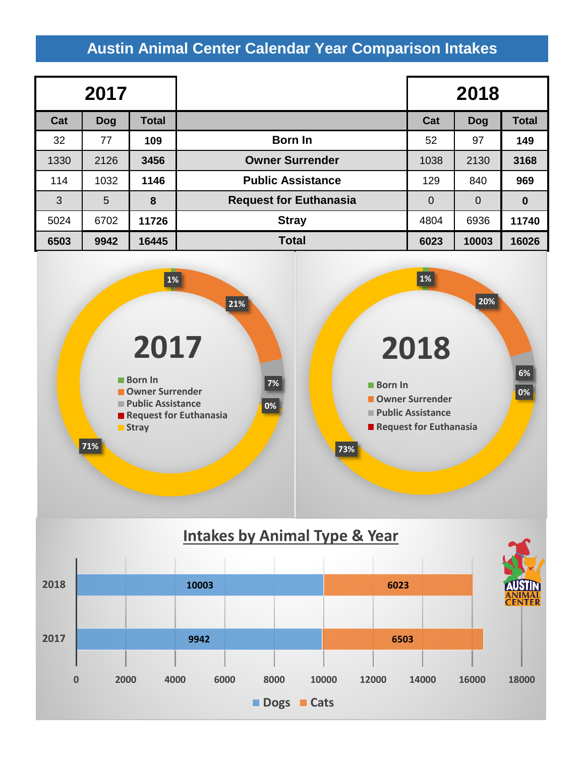# Austin Animal Center Calendar Year Comparison Intakes

| 2017 | | | | 2018 | | |
|---|---|---|---|---|---|---|
| Cat | Dog | Total | | Cat | Dog | Total |
| 32 | 77 | **109** | **Born In** | 52 | 97 | **149** |
| 1330 | 2126 | **3456** | **Owner Surrender** | 1038 | 2130 | **3168** |
| 114 | 1032 | **1146** | **Public Assistance** | 129 | 840 | **969** |
| 3 | 5 | **8** | **Request for Euthanasia** | 0 | 0 | **0** |
| 5024 | 6702 | **11726** | **Stray** | 4804 | 6936 | **11740** |
| **6503** | **9942** | **16445** | **Total** | **6023** | **10003** | **16026** |

**2017**

| Intake Type | Percent |
|---|---|
| Born In | 1% |
| Owner Surrender | 21% |
| Public Assistance | 7% |
| Request for Euthanasia | 0% |
| Stray | 71% |

**2018**

| Intake Type | Percent |
|---|---|
| Born In | 1% |
| Owner Surrender | 20% |
| Public Assistance | 6% |
| Request for Euthanasia | 0% |
| Stray | 73% |

## Intakes by Animal Type & Year

| Year | Dogs | Cats |
|---|---|---|
| 2018 | 10003 | 6023 |
| 2017 | 9942 | 6503 |

AUSTIN ANIMAL CENTER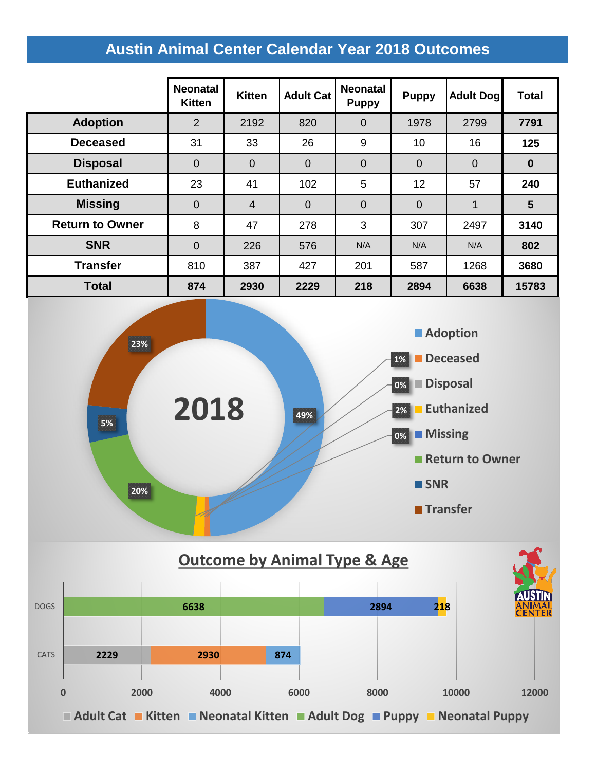# Austin Animal Center Calendar Year 2018 Outcomes

| | Neonatal Kitten | Kitten | Adult Cat | Neonatal Puppy | Puppy | Adult Dog | Total |
|---|---|---|---|---|---|---|---|
| **Adoption** | 2 | 2192 | 820 | 0 | 1978 | 2799 | **7791** |
| **Deceased** | 31 | 33 | 26 | 9 | 10 | 16 | **125** |
| **Disposal** | 0 | 0 | 0 | 0 | 0 | 0 | **0** |
| **Euthanized** | 23 | 41 | 102 | 5 | 12 | 57 | **240** |
| **Missing** | 0 | 4 | 0 | 0 | 0 | 1 | **5** |
| **Return to Owner** | 8 | 47 | 278 | 3 | 307 | 2497 | **3140** |
| **SNR** | 0 | 226 | 576 | N/A | N/A | N/A | **802** |
| **Transfer** | 810 | 387 | 427 | 201 | 587 | 1268 | **3680** |
| **Total** | **874** | **2930** | **2229** | **218** | **2894** | **6638** | **15783** |

**2018**

| Outcome | Percent |
|---|---|
| Adoption | 49% |
| Deceased | 1% |
| Disposal | 0% |
| Euthanized | 2% |
| Missing | 0% |
| Return to Owner | 20% |
| SNR | 5% |
| Transfer | 23% |

## Outcome by Animal Type & Age

| | Adult Cat | Kitten | Neonatal Kitten | Adult Dog | Puppy | Neonatal Puppy |
|---|---|---|---|---|---|---|
| DOGS | | | | 6638 | 2894 | 218 |
| CATS | 2229 | 2930 | 874 | | | |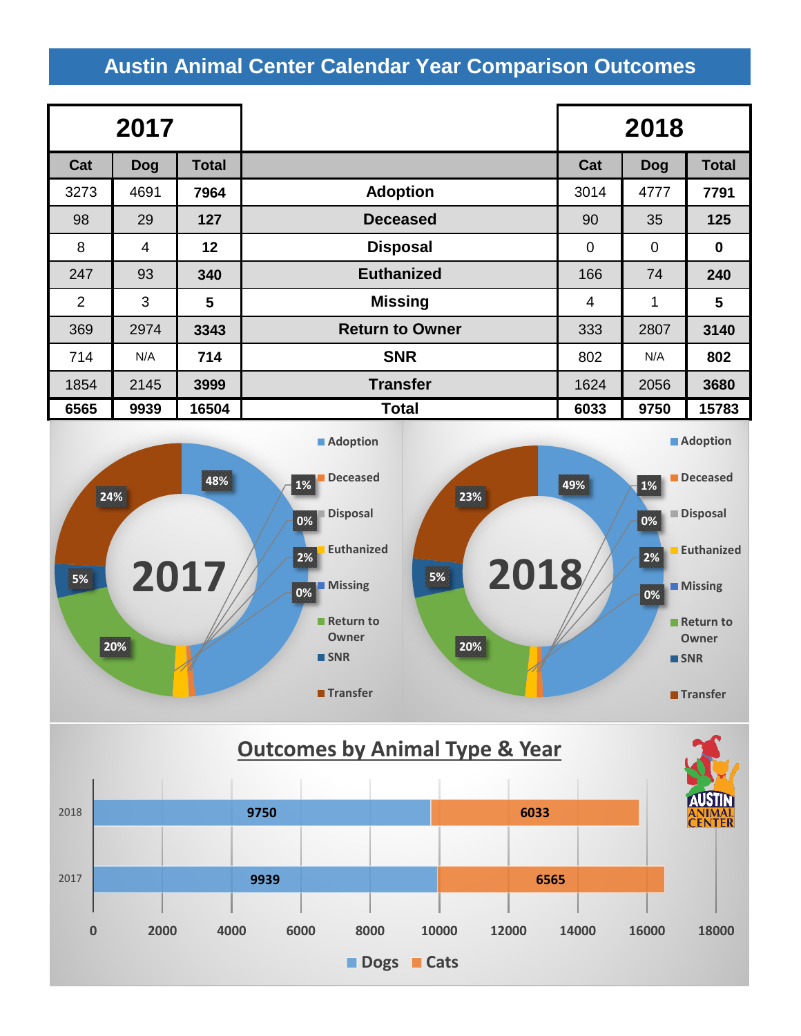# Austin Animal Center Calendar Year Comparison Outcomes

| 2017 | | | | 2018 | | |
|---|---|---|---|---|---|---|
| **Cat** | **Dog** | **Total** | | **Cat** | **Dog** | **Total** |
| 3273 | 4691 | **7964** | **Adoption** | 3014 | 4777 | **7791** |
| 98 | 29 | **127** | **Deceased** | 90 | 35 | **125** |
| 8 | 4 | **12** | **Disposal** | 0 | 0 | **0** |
| 247 | 93 | **340** | **Euthanized** | 166 | 74 | **240** |
| 2 | 3 | **5** | **Missing** | 4 | 1 | **5** |
| 369 | 2974 | **3343** | **Return to Owner** | 333 | 2807 | **3140** |
| 714 | N/A | **714** | **SNR** | 802 | N/A | **802** |
| 1854 | 2145 | **3999** | **Transfer** | 1624 | 2056 | **3680** |
| **6565** | **9939** | **16504** | **Total** | **6033** | **9750** | **15783** |

**2017**

- Adoption: 48%
- Deceased: 1%
- Disposal: 0%
- Euthanized: 2%
- Missing: 0%
- Return to Owner: 20%
- SNR: 5%
- Transfer: 24%

**2018**

- Adoption: 49%
- Deceased: 1%
- Disposal: 0%
- Euthanized: 2%
- Missing: 0%
- Return to Owner: 20%
- SNR: 5%
- Transfer: 23%

## Outcomes by Animal Type & Year

| Year | Dogs | Cats |
|---|---|---|
| 2018 | 9750 | 6033 |
| 2017 | 9939 | 6565 |

AUSTIN ANIMAL CENTER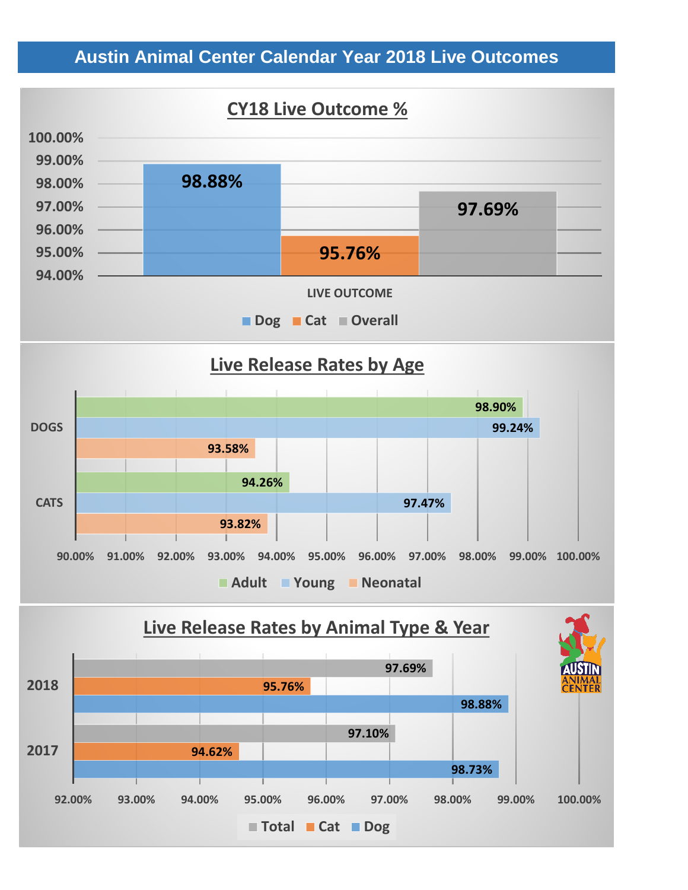# Austin Animal Center Calendar Year 2018 Live Outcomes

## CY18 Live Outcome %

100.00%
99.00%
98.00%
97.00%
96.00%
95.00%
94.00%

98.88%
95.76%
97.69%

LIVE OUTCOME

Dog Cat Overall

## Live Release Rates by Age

DOGS
98.90%
99.24%
93.58%

CATS
94.26%
97.47%
93.82%

90.00% 91.00% 92.00% 93.00% 94.00% 95.00% 96.00% 97.00% 98.00% 99.00% 100.00%

Adult Young Neonatal

## Live Release Rates by Animal Type & Year

2018
97.69%
95.76%
98.88%

2017
97.10%
94.62%
98.73%

92.00% 93.00% 94.00% 95.00% 96.00% 97.00% 98.00% 99.00% 100.00%

Total Cat Dog

AUSTIN ANIMAL CENTER